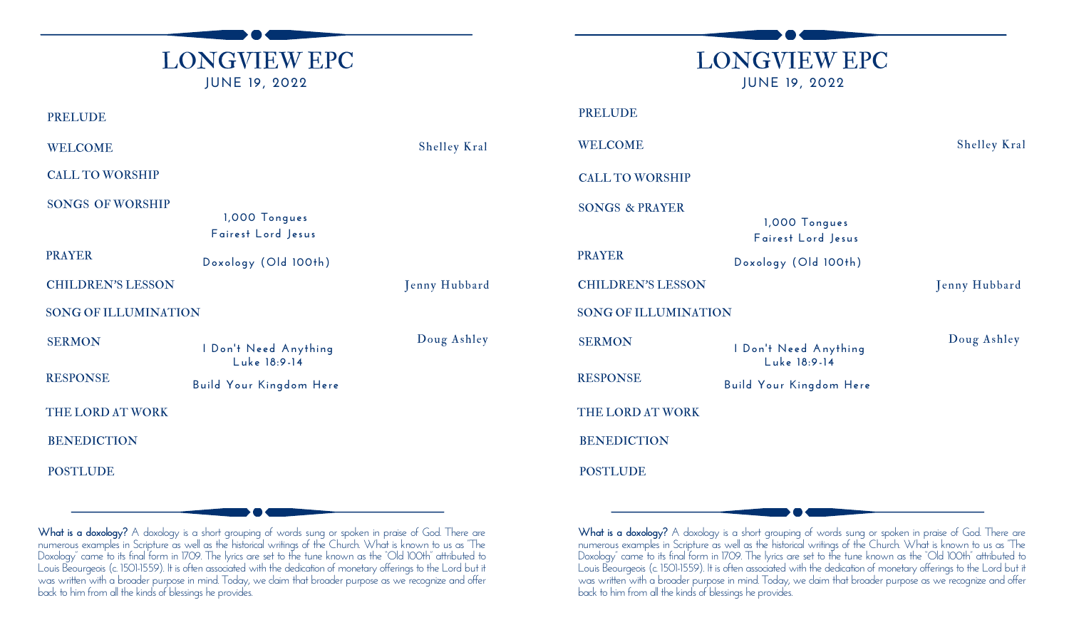# LONGVIEW EPC

JUNE 19, 2022

PRELUDE

WELCOME — Shelley Kral

CALL TO WORSHIP

SONGS OF WORSHIP

1,000 Tongues

Fairest Lord Jesus

PRAYER

Doxology (Old 100th)

CHILDREN'S LESSON — Jenny Hubbard

SONG OF ILLUMINATION

SERMON — Doug Ashley

I Don't Need Anything

Luke 18:9-14

RESPONSE

Build Your Kingdom Here

THE LORD AT WORK

BENEDICTION

POSTLUDE

**What is a doxology?** A doxology is a short grouping of words sung or spoken in praise of God. There are numerous examples in Scripture as well as the historical writings of the Church. What is known to us as "The Doxology" came to its final form in 1709. The lyrics are set to the tune known as the "Old 100th" attributed to Louis Beourgeois (c. 1501-1559). It is often associated with the dedication of monetary offerings to the Lord but it was written with a broader purpose in mind. Today, we claim that broader purpose as we recognize and offer back to him from all the kinds of blessings he provides.

# LONGVIEW EPC

JUNE 19, 2022

PRELUDE

WELCOME — Shelley Kral

CALL TO WORSHIP

SONGS & PRAYER

1,000 Tongues

Fairest Lord Jesus

PRAYER

Doxology (Old 100th)

CHILDREN'S LESSON — Jenny Hubbard

SONG OF ILLUMINATION

SERMON — Doug Ashley

I Don't Need Anything

Luke 18:9-14

RESPONSE

Build Your Kingdom Here

THE LORD AT WORK

BENEDICTION

POSTLUDE

**What is a doxology?** A doxology is a short grouping of words sung or spoken in praise of God. There are numerous examples in Scripture as well as the historical writings of the Church. What is known to us as "The Doxology" came to its final form in 1709. The lyrics are set to the tune known as the "Old 100th" attributed to Louis Beourgeois (c. 1501-1559). It is often associated with the dedication of monetary offerings to the Lord but it was written with a broader purpose in mind. Today, we claim that broader purpose as we recognize and offer back to him from all the kinds of blessings he provides.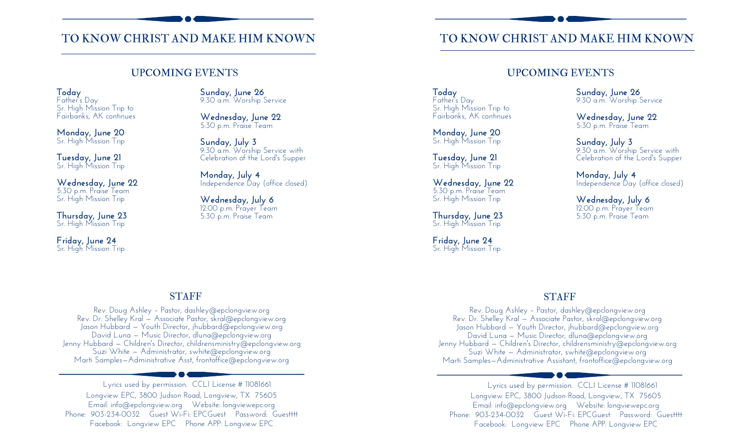# TO KNOW CHRIST AND MAKE HIM KNOWN

## UPCOMING EVENTS

**Today**
Father's Day
Sr. High Mission Trip to Fairbanks, AK continues

**Monday, June 20**
Sr. High Mission Trip

**Tuesday, June 21**
Sr. High Mission Trip

**Wednesday, June 22**
5:30 p.m. Praise Team
Sr. High Mission Trip

**Thursday, June 23**
Sr. High Mission Trip

**Friday, June 24**
Sr. High Mission Trip

**Sunday, June 26**
9:30 a.m. Worship Service

**Wednesday, June 22**
5:30 p.m. Praise Team

**Sunday, July 3**
9:30 a.m. Worship Service with Celebration of the Lord's Supper

**Monday, July 4**
Independence Day (office closed)

**Wednesday, July 6**
12:00 p.m. Prayer Team
5:30 p.m. Praise Team

## STAFF

Rev. Doug Ashley – Pastor, dashley@epclongview.org
Rev. Dr. Shelley Kral — Associate Pastor, skral@epclongview.org
Jason Hubbard — Youth Director, jhubbard@epclongview.org
David Luna — Music Director, dluna@epclongview.org
Jenny Hubbard — Children's Director, childrensministry@epclongview.org
Suzi White — Administrator, swhite@epclongview.org
Marti Samples—Administrative Asst, frontoffice@epclongview.org

Lyrics used by permission. CCLI License # 11081661
Longview EPC, 3800 Judson Road, Longview, TX 75605
Email: info@epclongview.org Website: longviewepc.org
Phone: 903-234-0032 Guest Wi-Fi: EPCGuest Password: Guest###
Facebook: Longview EPC Phone APP: Longview EPC

# TO KNOW CHRIST AND MAKE HIM KNOWN

## UPCOMING EVENTS

**Today**
Father's Day
Sr. High Mission Trip to Fairbanks, AK continues

**Monday, June 20**
Sr. High Mission Trip

**Tuesday, June 21**
Sr. High Mission Trip

**Wednesday, June 22**
5:30 p.m. Praise Team
Sr. High Mission Trip

**Thursday, June 23**
Sr. High Mission Trip

**Friday, June 24**
Sr. High Mission Trip

**Sunday, June 26**
9:30 a.m. Worship Service

**Wednesday, June 22**
5:30 p.m. Praise Team

**Sunday, July 3**
9:30 a.m. Worship Service with Celebration of the Lord's Supper

**Monday, July 4**
Independence Day (office closed)

**Wednesday, July 6**
12:00 p.m. Prayer Team
5:30 p.m. Praise Team

## STAFF

Rev. Doug Ashley – Pastor, dashley@epclongview.org
Rev. Dr. Shelley Kral — Associate Pastor, skral@epclongview.org
Jason Hubbard — Youth Director, jhubbard@epclongview.org
David Luna — Music Director, dluna@epclongview.org
Jenny Hubbard — Children's Director, childrensministry@epclongview.org
Suzi White — Administrator, swhite@epclongview.org
Marti Samples—Administrative Assistant, frontoffice@epclongview.org

Lyrics used by permission. CCLI License # 11081661
Longview EPC, 3800 Judson Road, Longview, TX 75605
Email: info@epclongview.org Website: longviewepc.org
Phone: 903-234-0032 Guest Wi-Fi: EPCGuest Password: Guest###
Facebook: Longview EPC Phone APP: Longview EPC